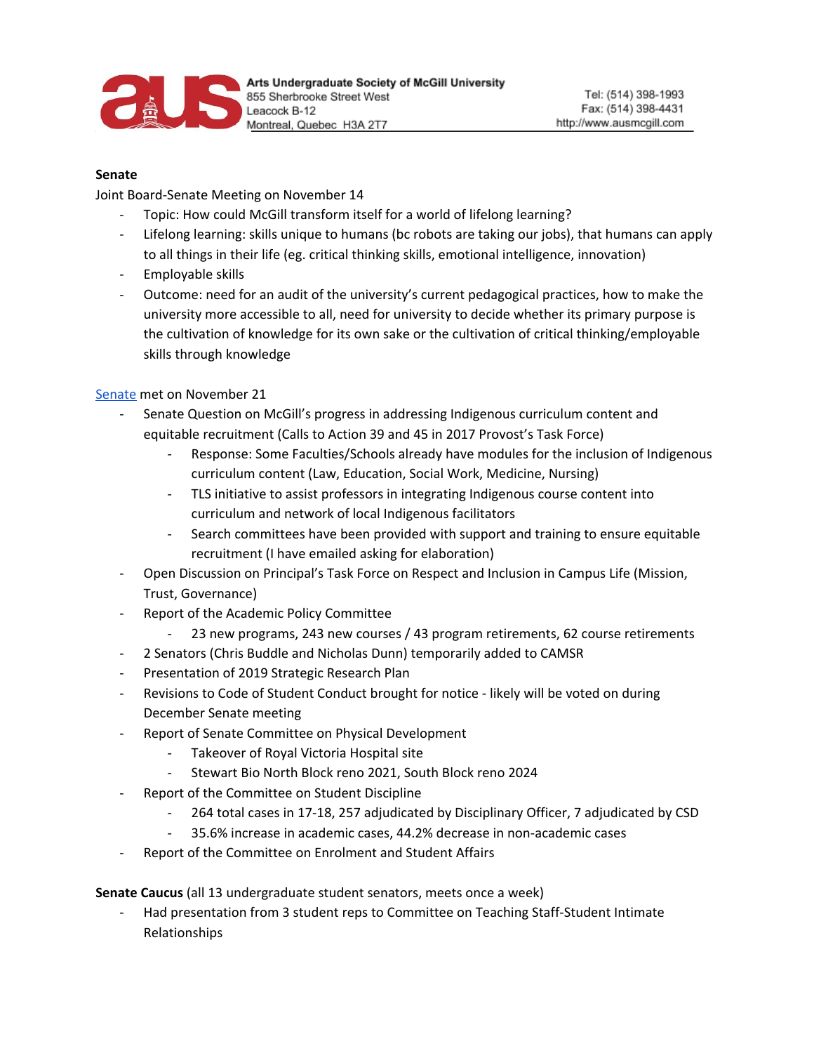**Senate**

Joint Board-Senate Meeting on November 14

- Topic: How could McGill transform itself for a world of lifelong learning?
- Lifelong learning: skills unique to humans (bc robots are taking our jobs), that humans can apply to all things in their life (eg. critical thinking skills, emotional intelligence, innovation)
- Employable skills
- Outcome: need for an audit of the university's current pedagogical practices, how to make the university more accessible to all, need for university to decide whether its primary purpose is the cultivation of knowledge for its own sake or the cultivation of critical thinking/employable skills through knowledge

Senate met on November 21

- Senate Question on McGill's progress in addressing Indigenous curriculum content and equitable recruitment (Calls to Action 39 and 45 in 2017 Provost's Task Force)
    - Response: Some Faculties/Schools already have modules for the inclusion of Indigenous curriculum content (Law, Education, Social Work, Medicine, Nursing)
    - TLS initiative to assist professors in integrating Indigenous course content into curriculum and network of local Indigenous facilitators
    - Search committees have been provided with support and training to ensure equitable recruitment (I have emailed asking for elaboration)
- Open Discussion on Principal's Task Force on Respect and Inclusion in Campus Life (Mission, Trust, Governance)
- Report of the Academic Policy Committee
    - 23 new programs, 243 new courses / 43 program retirements, 62 course retirements
- 2 Senators (Chris Buddle and Nicholas Dunn) temporarily added to CAMSR
- Presentation of 2019 Strategic Research Plan
- Revisions to Code of Student Conduct brought for notice - likely will be voted on during December Senate meeting
- Report of Senate Committee on Physical Development
    - Takeover of Royal Victoria Hospital site
    - Stewart Bio North Block reno 2021, South Block reno 2024
- Report of the Committee on Student Discipline
    - 264 total cases in 17-18, 257 adjudicated by Disciplinary Officer, 7 adjudicated by CSD
    - 35.6% increase in academic cases, 44.2% decrease in non-academic cases
- Report of the Committee on Enrolment and Student Affairs

**Senate Caucus** (all 13 undergraduate student senators, meets once a week)

- Had presentation from 3 student reps to Committee on Teaching Staff-Student Intimate Relationships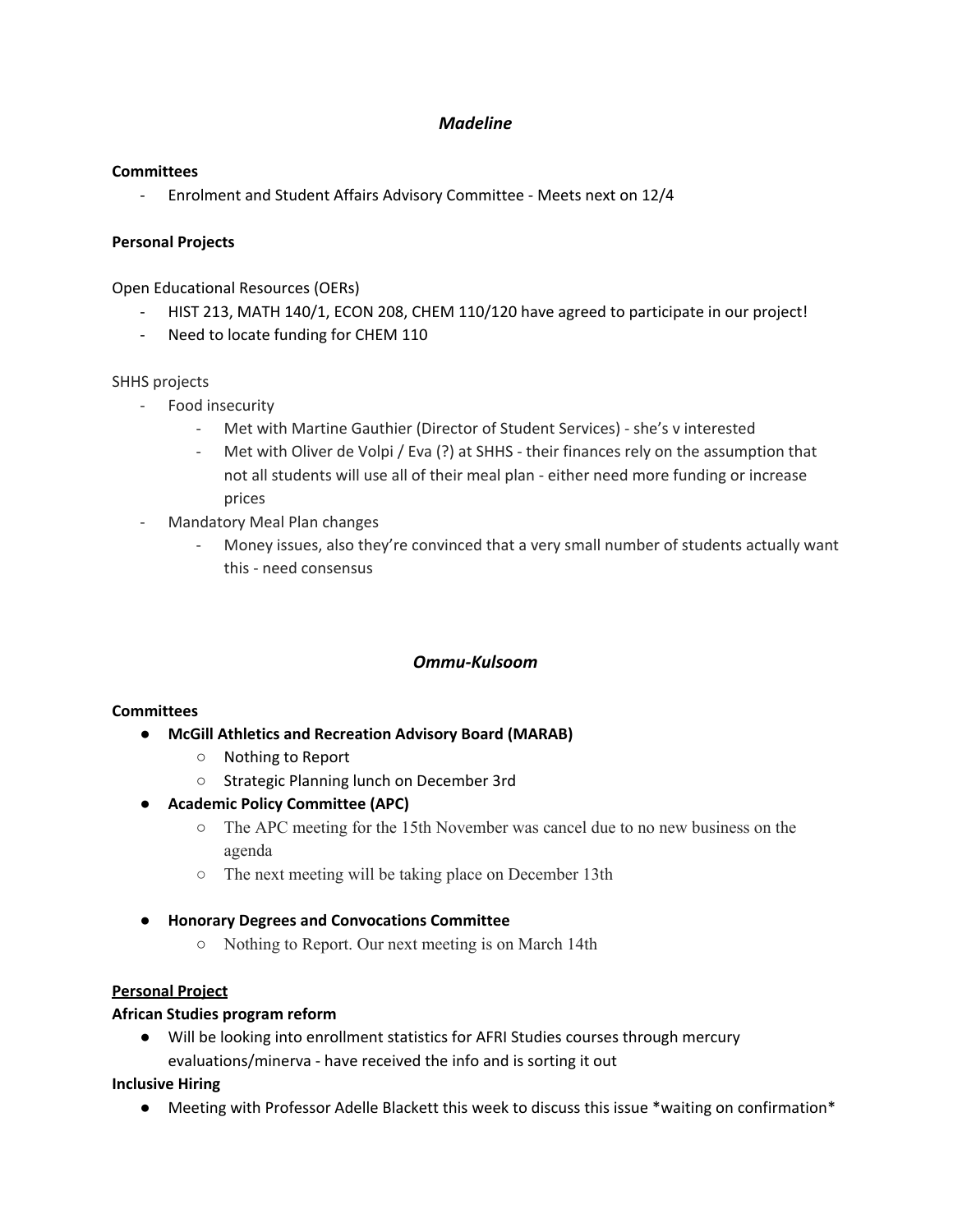## *Madeline*

**Committees**

- Enrolment and Student Affairs Advisory Committee - Meets next on 12/4

**Personal Projects**

Open Educational Resources (OERs)

- HIST 213, MATH 140/1, ECON 208, CHEM 110/120 have agreed to participate in our project!
- Need to locate funding for CHEM 110

SHHS projects

- Food insecurity
  - Met with Martine Gauthier (Director of Student Services) - she's v interested
  - Met with Oliver de Volpi / Eva (?) at SHHS - their finances rely on the assumption that not all students will use all of their meal plan - either need more funding or increase prices
- Mandatory Meal Plan changes
  - Money issues, also they're convinced that a very small number of students actually want this - need consensus

## *Ommu-Kulsoom*

**Committees**

- **McGill Athletics and Recreation Advisory Board (MARAB)**
  - Nothing to Report
  - Strategic Planning lunch on December 3rd
- **Academic Policy Committee (APC)**
  - The APC meeting for the 15th November was cancel due to no new business on the agenda
  - The next meeting will be taking place on December 13th
- **Honorary Degrees and Convocations Committee**
  - Nothing to Report. Our next meeting is on March 14th

**<u>Personal Project</u>**

**African Studies program reform**

- Will be looking into enrollment statistics for AFRI Studies courses through mercury evaluations/minerva - have received the info and is sorting it out

**Inclusive Hiring**

- Meeting with Professor Adelle Blackett this week to discuss this issue *waiting on confirmation*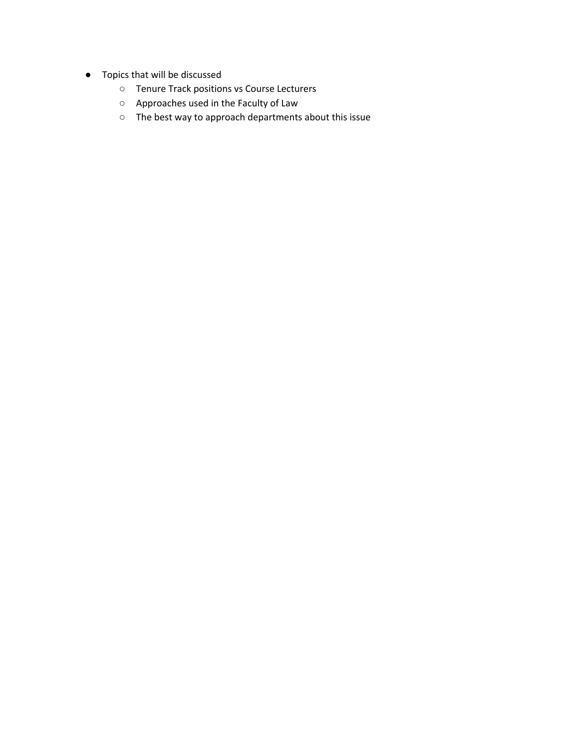- Topics that will be discussed
    - Tenure Track positions vs Course Lecturers
    - Approaches used in the Faculty of Law
    - The best way to approach departments about this issue